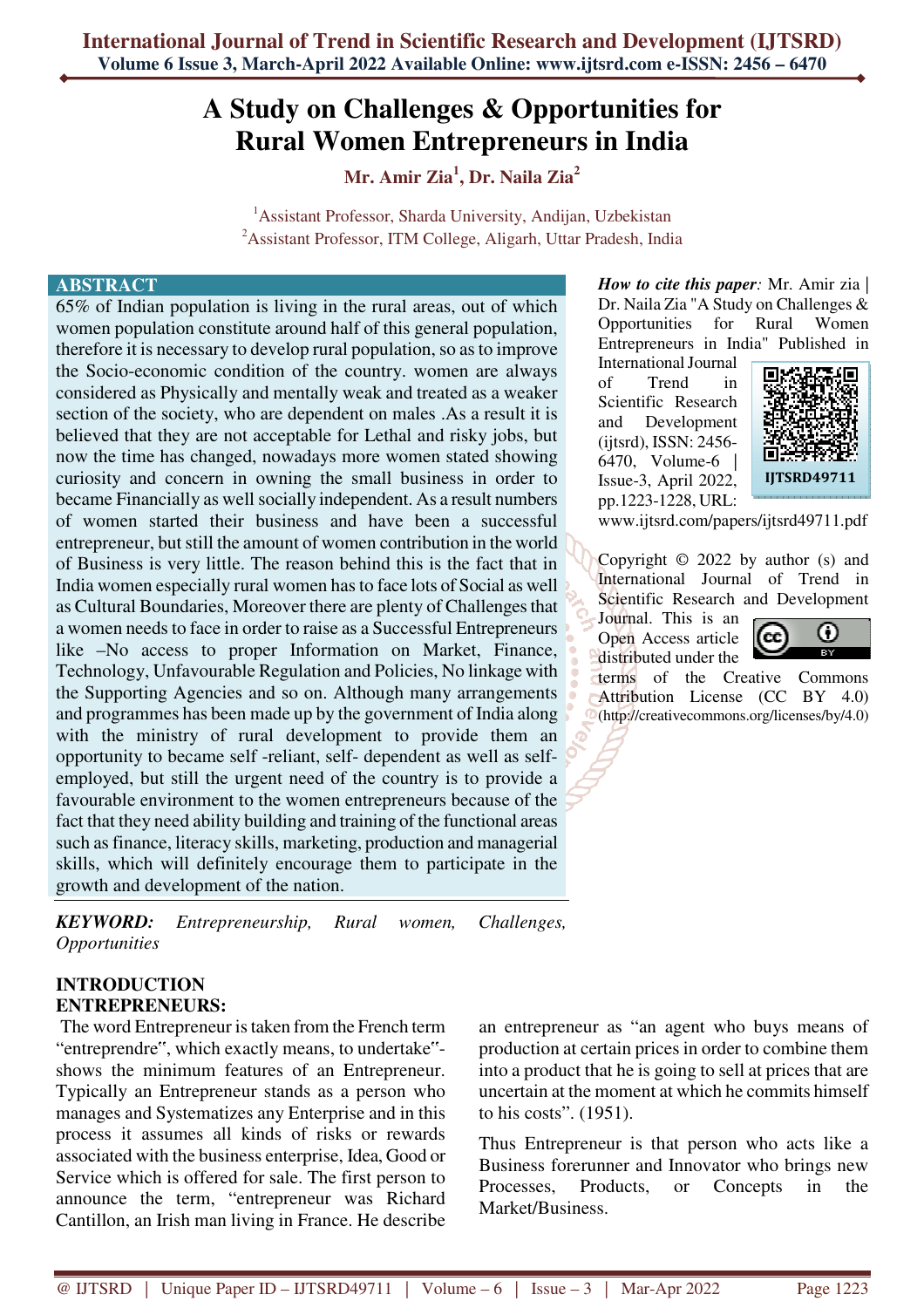# A Study on Challenges & Opportunities for Rural Women Entrepreneurs in India

**Mr. Amir Zia[1], Dr. Naila Zia[2]**

[1]Assistant Professor, Sharda University, Andijan, Uzbekistan
[2]Assistant Professor, ITM College, Aligarh, Uttar Pradesh, India

## ABSTRACT

65% of Indian population is living in the rural areas, out of which women population constitute around half of this general population, therefore it is necessary to develop rural population, so as to improve the Socio-economic condition of the country. women are always considered as Physically and mentally weak and treated as a weaker section of the society, who are dependent on males .As a result it is believed that they are not acceptable for Lethal and risky jobs, but now the time has changed, nowadays more women stated showing curiosity and concern in owning the small business in order to became Financially as well socially independent. As a result numbers of women started their business and have been a successful entrepreneur, but still the amount of women contribution in the world of Business is very little. The reason behind this is the fact that in India women especially rural women has to face lots of Social as well as Cultural Boundaries, Moreover there are plenty of Challenges that a women needs to face in order to raise as a Successful Entrepreneurs like –No access to proper Information on Market, Finance, Technology, Unfavourable Regulation and Policies, No linkage with the Supporting Agencies and so on. Although many arrangements and programmes has been made up by the government of India along with the ministry of rural development to provide them an opportunity to became self -reliant, self- dependent as well as self-employed, but still the urgent need of the country is to provide a favourable environment to the women entrepreneurs because of the fact that they need ability building and training of the functional areas such as finance, literacy skills, marketing, production and managerial skills, which will definitely encourage them to participate in the growth and development of the nation.

***KEYWORD:*** *Entrepreneurship, Rural women, Challenges, Opportunities*

*How to cite this paper:* Mr. Amir zia | Dr. Naila Zia "A Study on Challenges & Opportunities for Rural Women Entrepreneurs in India" Published in International Journal of Trend in Scientific Research and Development (ijtsrd), ISSN: 2456-6470, Volume-6 | Issue-3, April 2022, pp.1223-1228, URL: www.ijtsrd.com/papers/ijtsrd49711.pdf

IJTSRD49711

Copyright © 2022 by author (s) and International Journal of Trend in Scientific Research and Development Journal. This is an Open Access article distributed under the terms of the Creative Commons Attribution License (CC BY 4.0) (http://creativecommons.org/licenses/by/4.0)

## INTRODUCTION

### ENTREPRENEURS:

The word Entrepreneur is taken from the French term "entreprendre", which exactly means, to undertake"- shows the minimum features of an Entrepreneur. Typically an Entrepreneur stands as a person who manages and Systematizes any Enterprise and in this process it assumes all kinds of risks or rewards associated with the business enterprise, Idea, Good or Service which is offered for sale. The first person to announce the term, "entrepreneur was Richard Cantillon, an Irish man living in France. He describe an entrepreneur as "an agent who buys means of production at certain prices in order to combine them into a product that he is going to sell at prices that are uncertain at the moment at which he commits himself to his costs". (1951).

Thus Entrepreneur is that person who acts like a Business forerunner and Innovator who brings new Processes, Products, or Concepts in the Market/Business.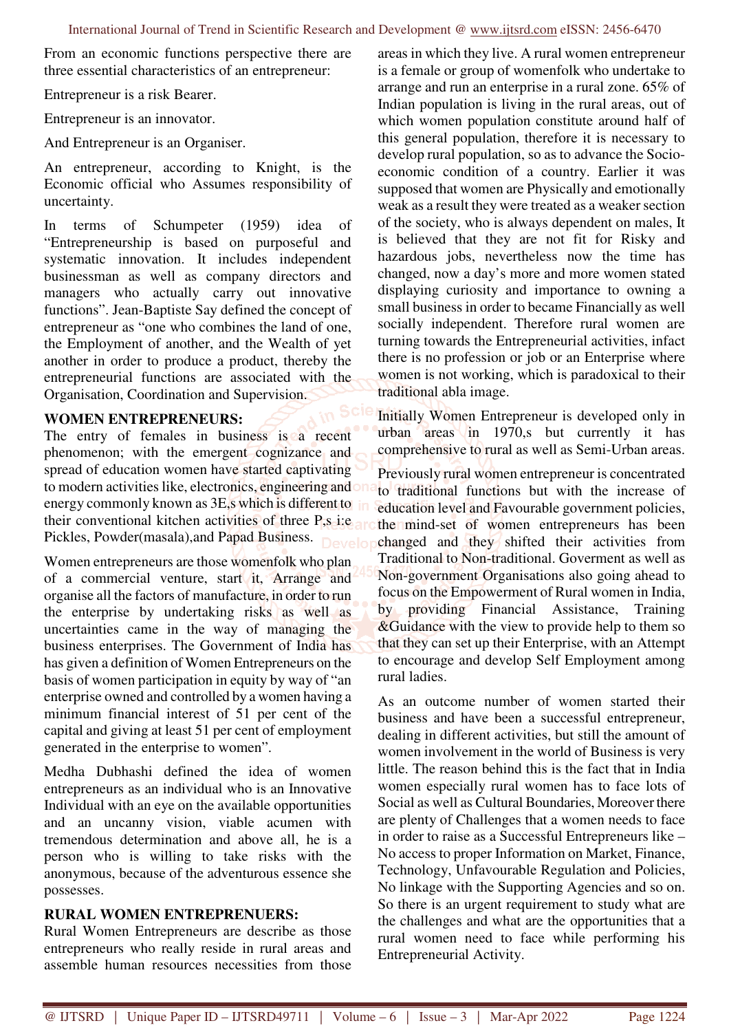From an economic functions perspective there are three essential characteristics of an entrepreneur:

Entrepreneur is a risk Bearer.

Entrepreneur is an innovator.

And Entrepreneur is an Organiser.

An entrepreneur, according to Knight, is the Economic official who Assumes responsibility of uncertainty.

In terms of Schumpeter (1959) idea of "Entrepreneurship is based on purposeful and systematic innovation. It includes independent businessman as well as company directors and managers who actually carry out innovative functions". Jean-Baptiste Say defined the concept of entrepreneur as "one who combines the land of one, the Employment of another, and the Wealth of yet another in order to produce a product, thereby the entrepreneurial functions are associated with the Organisation, Coordination and Supervision.

**WOMEN ENTREPRENEURS:**

The entry of females in business is a recent phenomenon; with the emergent cognizance and spread of education women have started captivating to modern activities like, electronics, engineering and energy commonly known as 3E,s which is different to their conventional kitchen activities of three P,s i:e Pickles, Powder(masala),and Papad Business.

Women entrepreneurs are those womenfolk who plan of a commercial venture, start it, Arrange and organise all the factors of manufacture, in order to run the enterprise by undertaking risks as well as uncertainties came in the way of managing the business enterprises. The Government of India has has given a definition of Women Entrepreneurs on the basis of women participation in equity by way of "an enterprise owned and controlled by a women having a minimum financial interest of 51 per cent of the capital and giving at least 51 per cent of employment generated in the enterprise to women".

Medha Dubhashi defined the idea of women entrepreneurs as an individual who is an Innovative Individual with an eye on the available opportunities and an uncanny vision, viable acumen with tremendous determination and above all, he is a person who is willing to take risks with the anonymous, because of the adventurous essence she possesses.

**RURAL WOMEN ENTREPRENUERS:**

Rural Women Entrepreneurs are describe as those entrepreneurs who really reside in rural areas and assemble human resources necessities from those areas in which they live. A rural women entrepreneur is a female or group of womenfolk who undertake to arrange and run an enterprise in a rural zone. 65% of Indian population is living in the rural areas, out of which women population constitute around half of this general population, therefore it is necessary to develop rural population, so as to advance the Socio-economic condition of a country. Earlier it was supposed that women are Physically and emotionally weak as a result they were treated as a weaker section of the society, who is always dependent on males, It is believed that they are not fit for Risky and hazardous jobs, nevertheless now the time has changed, now a day's more and more women stated displaying curiosity and importance to owning a small business in order to became Financially as well socially independent. Therefore rural women are turning towards the Entrepreneurial activities, infact there is no profession or job or an Enterprise where women is not working, which is paradoxical to their traditional abla image.

Initially Women Entrepreneur is developed only in urban areas in 1970,s but currently it has comprehensive to rural as well as Semi-Urban areas.

Previously rural women entrepreneur is concentrated to traditional functions but with the increase of education level and Favourable government policies, the mind-set of women entrepreneurs has been changed and they shifted their activities from Traditional to Non-traditional. Goverment as well as Non-government Organisations also going ahead to focus on the Empowerment of Rural women in India, by providing Financial Assistance, Training &Guidance with the view to provide help to them so that they can set up their Enterprise, with an Attempt to encourage and develop Self Employment among rural ladies.

As an outcome number of women started their business and have been a successful entrepreneur, dealing in different activities, but still the amount of women involvement in the world of Business is very little. The reason behind this is the fact that in India women especially rural women has to face lots of Social as well as Cultural Boundaries, Moreover there are plenty of Challenges that a women needs to face in order to raise as a Successful Entrepreneurs like – No access to proper Information on Market, Finance, Technology, Unfavourable Regulation and Policies, No linkage with the Supporting Agencies and so on. So there is an urgent requirement to study what are the challenges and what are the opportunities that a rural women need to face while performing his Entrepreneurial Activity.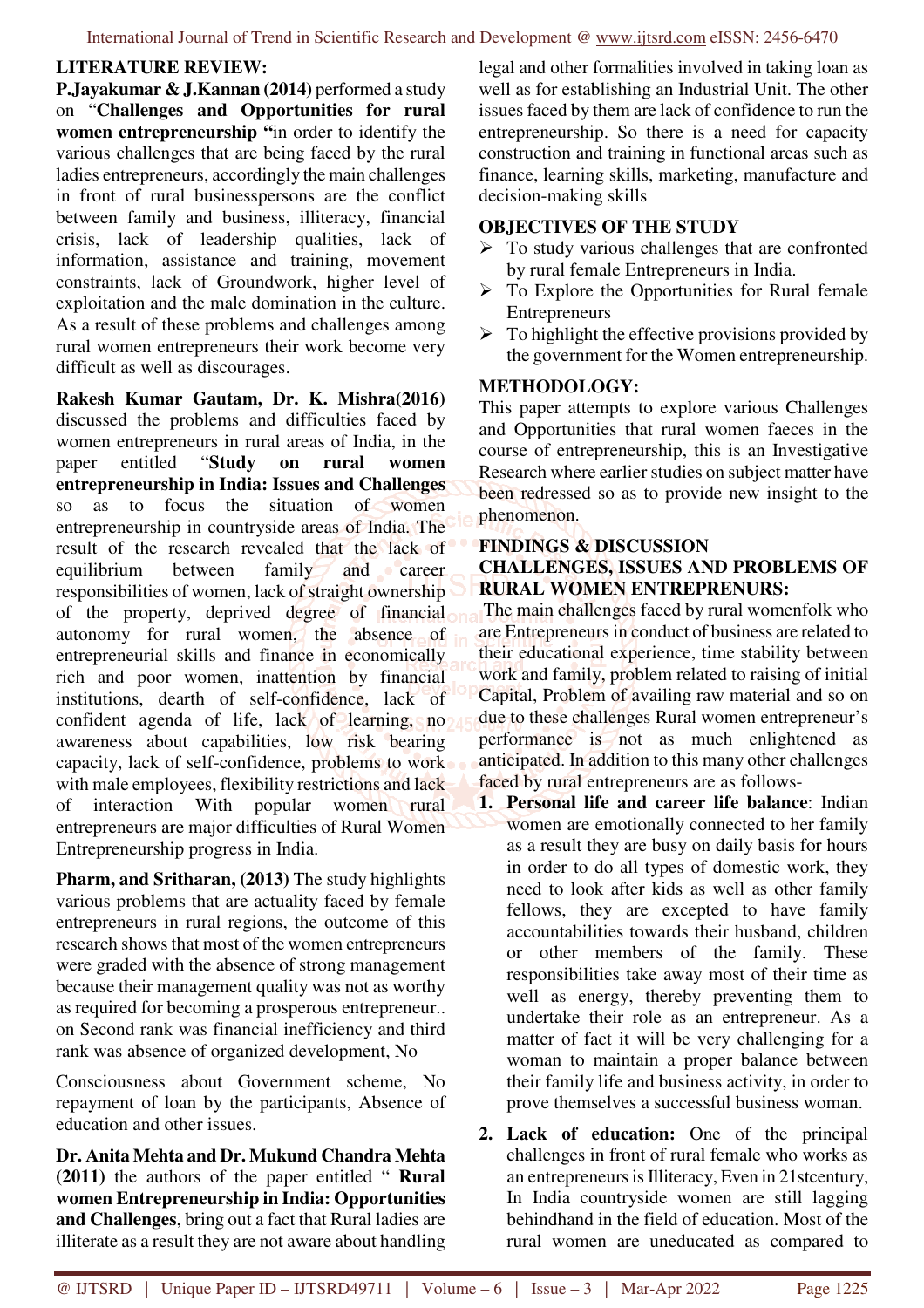**LITERATURE REVIEW:**

**P.Jayakumar & J.Kannan (2014)** performed a study on "**Challenges and Opportunities for rural women entrepreneurship "**in order to identify the various challenges that are being faced by the rural ladies entrepreneurs, accordingly the main challenges in front of rural businesspersons are the conflict between family and business, illiteracy, financial crisis, lack of leadership qualities, lack of information, assistance and training, movement constraints, lack of Groundwork, higher level of exploitation and the male domination in the culture. As a result of these problems and challenges among rural women entrepreneurs their work become very difficult as well as discourages.

**Rakesh Kumar Gautam, Dr. K. Mishra(2016)** discussed the problems and difficulties faced by women entrepreneurs in rural areas of India, in the paper entitled "**Study on rural women entrepreneurship in India: Issues and Challenges** so as to focus the situation of women entrepreneurship in countryside areas of India. The result of the research revealed that the lack of equilibrium between family and career responsibilities of women, lack of straight ownership of the property, deprived degree of financial autonomy for rural women, the absence of entrepreneurial skills and finance in economically rich and poor women, inattention by financial institutions, dearth of self-confidence, lack of confident agenda of life, lack of learning, no awareness about capabilities, low risk bearing capacity, lack of self-confidence, problems to work with male employees, flexibility restrictions and lack of interaction With popular women rural entrepreneurs are major difficulties of Rural Women Entrepreneurship progress in India.

**Pharm, and Sritharan, (2013)** The study highlights various problems that are actuality faced by female entrepreneurs in rural regions, the outcome of this research shows that most of the women entrepreneurs were graded with the absence of strong management because their management quality was not as worthy as required for becoming a prosperous entrepreneur.. on Second rank was financial inefficiency and third rank was absence of organized development, No

Consciousness about Government scheme, No repayment of loan by the participants, Absence of education and other issues.

**Dr. Anita Mehta and Dr. Mukund Chandra Mehta (2011)** the authors of the paper entitled " **Rural women Entrepreneurship in India: Opportunities and Challenges**, bring out a fact that Rural ladies are illiterate as a result they are not aware about handling legal and other formalities involved in taking loan as well as for establishing an Industrial Unit. The other issues faced by them are lack of confidence to run the entrepreneurship. So there is a need for capacity construction and training in functional areas such as finance, learning skills, marketing, manufacture and decision-making skills

**OBJECTIVES OF THE STUDY**

- To study various challenges that are confronted by rural female Entrepreneurs in India.
- To Explore the Opportunities for Rural female Entrepreneurs
- To highlight the effective provisions provided by the government for the Women entrepreneurship.

**METHODOLOGY:**

This paper attempts to explore various Challenges and Opportunities that rural women faeces in the course of entrepreneurship, this is an Investigative Research where earlier studies on subject matter have been redressed so as to provide new insight to the phenomenon.

**FINDINGS & DISCUSSION**

**CHALLENGES, ISSUES AND PROBLEMS OF RURAL WOMEN ENTREPRENURS:**

The main challenges faced by rural womenfolk who are Entrepreneurs in conduct of business are related to their educational experience, time stability between work and family, problem related to raising of initial Capital, Problem of availing raw material and so on due to these challenges Rural women entrepreneur's performance is not as much enlightened as anticipated. In addition to this many other challenges faced by rural entrepreneurs are as follows-

1. **Personal life and career life balance**: Indian women are emotionally connected to her family as a result they are busy on daily basis for hours in order to do all types of domestic work, they need to look after kids as well as other family fellows, they are excepted to have family accountabilities towards their husband, children or other members of the family. These responsibilities take away most of their time as well as energy, thereby preventing them to undertake their role as an entrepreneur. As a matter of fact it will be very challenging for a woman to maintain a proper balance between their family life and business activity, in order to prove themselves a successful business woman.

2. **Lack of education:** One of the principal challenges in front of rural female who works as an entrepreneurs is Illiteracy, Even in 21stcentury, In India countryside women are still lagging behindhand in the field of education. Most of the rural women are uneducated as compared to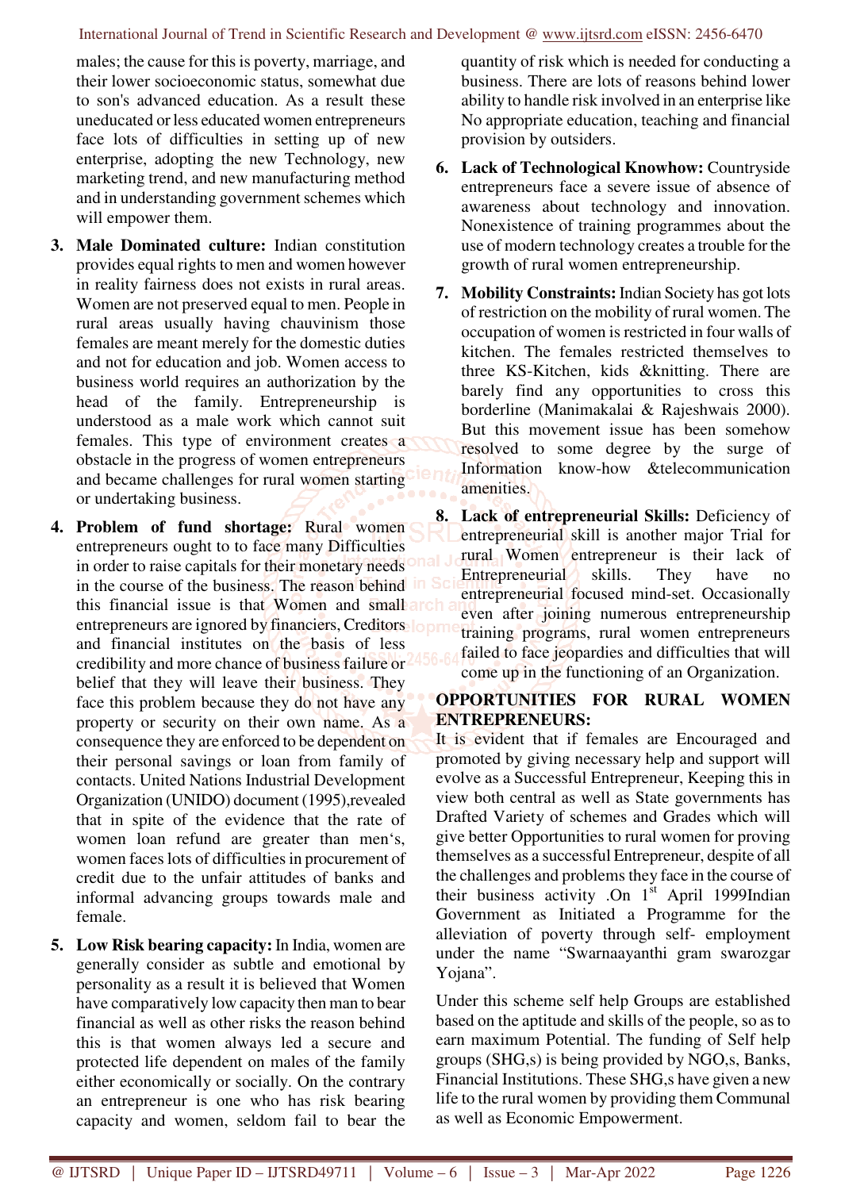males; the cause for this is poverty, marriage, and their lower socioeconomic status, somewhat due to son's advanced education. As a result these uneducated or less educated women entrepreneurs face lots of difficulties in setting up of new enterprise, adopting the new Technology, new marketing trend, and new manufacturing method and in understanding government schemes which will empower them.

3. **Male Dominated culture:** Indian constitution provides equal rights to men and women however in reality fairness does not exists in rural areas. Women are not preserved equal to men. People in rural areas usually having chauvinism those females are meant merely for the domestic duties and not for education and job. Women access to business world requires an authorization by the head of the family. Entrepreneurship is understood as a male work which cannot suit females. This type of environment creates a obstacle in the progress of women entrepreneurs and became challenges for rural women starting or undertaking business.

4. **Problem of fund shortage:** Rural women entrepreneurs ought to to face many Difficulties in order to raise capitals for their monetary needs in the course of the business. The reason behind this financial issue is that Women and small entrepreneurs are ignored by financiers, Creditors and financial institutes on the basis of less credibility and more chance of business failure or belief that they will leave their business. They face this problem because they do not have any property or security on their own name. As a consequence they are enforced to be dependent on their personal savings or loan from family of contacts. United Nations Industrial Development Organization (UNIDO) document (1995),revealed that in spite of the evidence that the rate of women loan refund are greater than men's, women faces lots of difficulties in procurement of credit due to the unfair attitudes of banks and informal advancing groups towards male and female.

5. **Low Risk bearing capacity:** In India, women are generally consider as subtle and emotional by personality as a result it is believed that Women have comparatively low capacity then man to bear financial as well as other risks the reason behind this is that women always led a secure and protected life dependent on males of the family either economically or socially. On the contrary an entrepreneur is one who has risk bearing capacity and women, seldom fail to bear the quantity of risk which is needed for conducting a business. There are lots of reasons behind lower ability to handle risk involved in an enterprise like No appropriate education, teaching and financial provision by outsiders.

6. **Lack of Technological Knowhow:** Countryside entrepreneurs face a severe issue of absence of awareness about technology and innovation. Nonexistence of training programmes about the use of modern technology creates a trouble for the growth of rural women entrepreneurship.

7. **Mobility Constraints:** Indian Society has got lots of restriction on the mobility of rural women. The occupation of women is restricted in four walls of kitchen. The females restricted themselves to three KS-Kitchen, kids &knitting. There are barely find any opportunities to cross this borderline (Manimakalai & Rajeshwais 2000). But this movement issue has been somehow resolved to some degree by the surge of Information know-how &telecommunication amenities.

8. **Lack of entrepreneurial Skills:** Deficiency of entrepreneurial skill is another major Trial for rural Women entrepreneur is their lack of Entrepreneurial skills. They have no entrepreneurial focused mind-set. Occasionally even after joining numerous entrepreneurship training programs, rural women entrepreneurs failed to face jeopardies and difficulties that will come up in the functioning of an Organization.

## OPPORTUNITIES FOR RURAL WOMEN ENTREPRENEURS:

It is evident that if females are Encouraged and promoted by giving necessary help and support will evolve as a Successful Entrepreneur, Keeping this in view both central as well as State governments has Drafted Variety of schemes and Grades which will give better Opportunities to rural women for proving themselves as a successful Entrepreneur, despite of all the challenges and problems they face in the course of their business activity .On 1st April 1999Indian Government as Initiated a Programme for the alleviation of poverty through self- employment under the name "Swarnaayanthi gram swarozgar Yojana".

Under this scheme self help Groups are established based on the aptitude and skills of the people, so as to earn maximum Potential. The funding of Self help groups (SHG,s) is being provided by NGO,s, Banks, Financial Institutions. These SHG,s have given a new life to the rural women by providing them Communal as well as Economic Empowerment.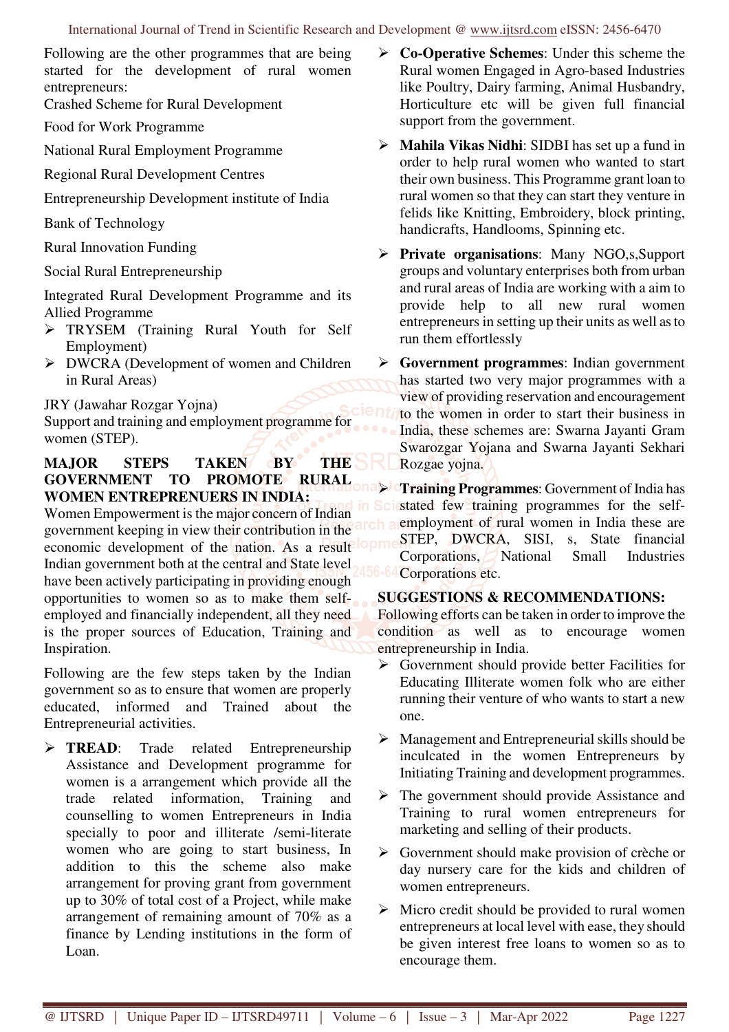Following are the other programmes that are being started for the development of rural women entrepreneurs:

Crashed Scheme for Rural Development

Food for Work Programme

National Rural Employment Programme

Regional Rural Development Centres

Entrepreneurship Development institute of India

Bank of Technology

Rural Innovation Funding

Social Rural Entrepreneurship

Integrated Rural Development Programme and its Allied Programme

- TRYSEM (Training Rural Youth for Self Employment)
- DWCRA (Development of women and Children in Rural Areas)

JRY (Jawahar Rozgar Yojna)

Support and training and employment programme for women (STEP).

## MAJOR STEPS TAKEN BY THE GOVERNMENT TO PROMOTE RURAL WOMEN ENTREPRENUERS IN INDIA:

Women Empowerment is the major concern of Indian government keeping in view their contribution in the economic development of the nation. As a result Indian government both at the central and State level have been actively participating in providing enough opportunities to women so as to make them self-employed and financially independent, all they need is the proper sources of Education, Training and Inspiration.

Following are the few steps taken by the Indian government so as to ensure that women are properly educated, informed and Trained about the Entrepreneurial activities.

- **TREAD**: Trade related Entrepreneurship Assistance and Development programme for women is a arrangement which provide all the trade related information, Training and counselling to women Entrepreneurs in India specially to poor and illiterate /semi-literate women who are going to start business, In addition to this the scheme also make arrangement for proving grant from government up to 30% of total cost of a Project, while make arrangement of remaining amount of 70% as a finance by Lending institutions in the form of Loan.
- **Co-Operative Schemes**: Under this scheme the Rural women Engaged in Agro-based Industries like Poultry, Dairy farming, Animal Husbandry, Horticulture etc will be given full financial support from the government.
- **Mahila Vikas Nidhi**: SIDBI has set up a fund in order to help rural women who wanted to start their own business. This Programme grant loan to rural women so that they can start thy venture in felids like Knitting, Embroidery, block printing, handicrafts, Handlooms, Spinning etc.
- **Private organisations**: Many NGO,s,Support groups and voluntary enterprises both from urban and rural areas of India are working with a aim to provide help to all new rural women entrepreneurs in setting up their units as well as to run them effortlessly
- **Government programmes**: Indian government has started two very major programmes with a view of providing reservation and encouragement to the women in order to start their business in India, these schemes are: Swarna Jayanti Gram Swarozgar Yojana and Swarna Jayanti Sekhari Rozgae yojna.
- **Training Programmes**: Government of India has stated few training programmes for the self-employment of rural women in India these are STEP, DWCRA, SISI, s, State financial Corporations, National Small Industries Corporations etc.

## SUGGESTIONS & RECOMMENDATIONS:

Following efforts can be taken in order to improve the condition as well as to encourage women entrepreneurship in India.

- Government should provide better Facilities for Educating Illiterate women folk who are either running their venture of who wants to start a new one.
- Management and Entrepreneurial skills should be inculcated in the women Entrepreneurs by Initiating Training and development programmes.
- The government should provide Assistance and Training to rural women entrepreneurs for marketing and selling of their products.
- Government should make provision of crèche or day nursery care for the kids and children of women entrepreneurs.
- Micro credit should be provided to rural women entrepreneurs at local level with ease, they should be given interest free loans to women so as to encourage them.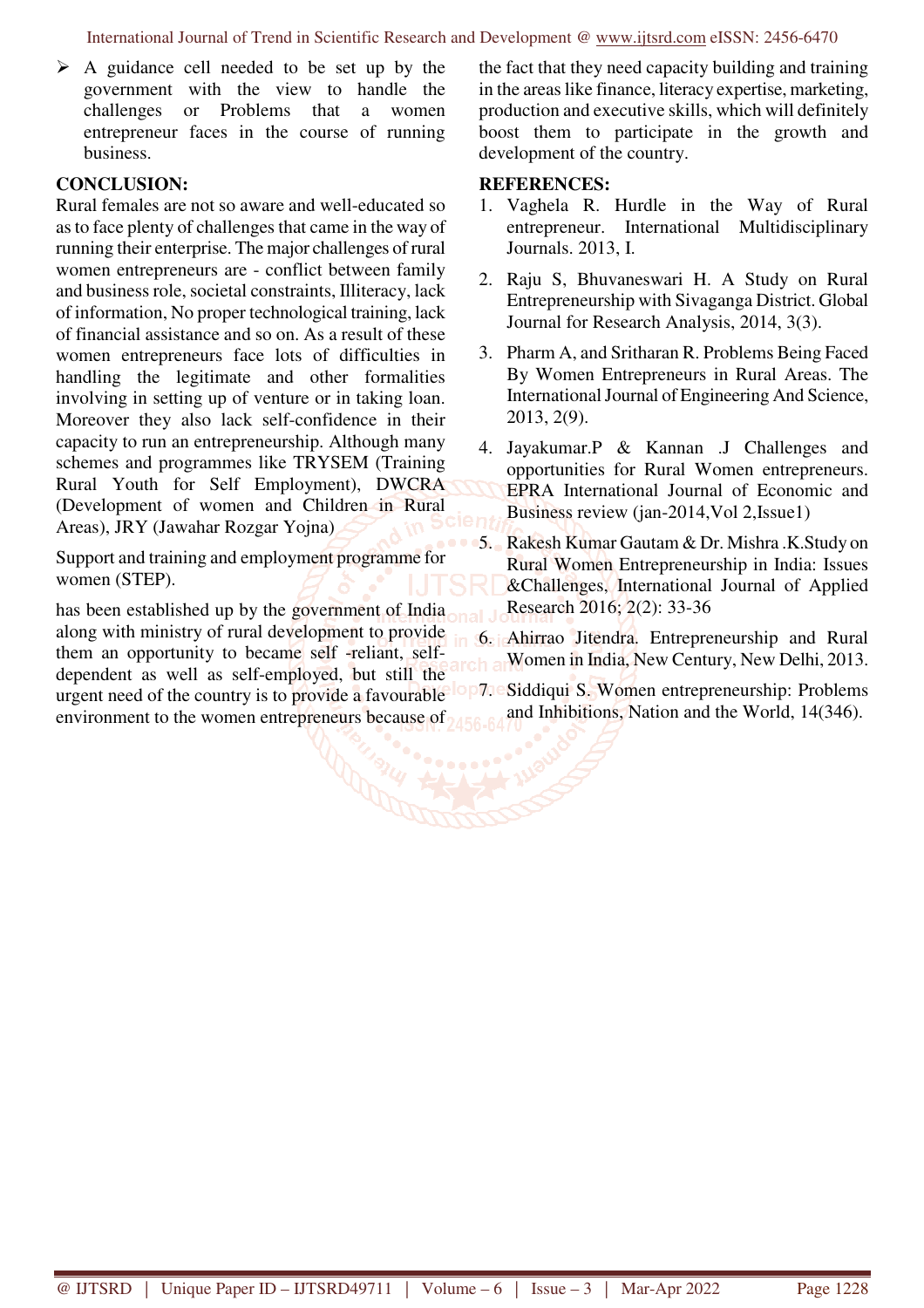- A guidance cell needed to be set up by the government with the view to handle the challenges or Problems that a women entrepreneur faces in the course of running business.

**CONCLUSION:**

Rural females are not so aware and well-educated so as to face plenty of challenges that came in the way of running their enterprise. The major challenges of rural women entrepreneurs are - conflict between family and business role, societal constraints, Illiteracy, lack of information, No proper technological training, lack of financial assistance and so on. As a result of these women entrepreneurs face lots of difficulties in handling the legitimate and other formalities involving in setting up of venture or in taking loan. Moreover they also lack self-confidence in their capacity to run an entrepreneurship. Although many schemes and programmes like TRYSEM (Training Rural Youth for Self Employment), DWCRA (Development of women and Children in Rural Areas), JRY (Jawahar Rozgar Yojna)

Support and training and employment programme for women (STEP).

has been established up by the government of India along with ministry of rural development to provide them an opportunity to became self -reliant, self-dependent as well as self-employed, but still the urgent need of the country is to provide a favourable environment to the women entrepreneurs because of the fact that they need capacity building and training in the areas like finance, literacy expertise, marketing, production and executive skills, which will definitely boost them to participate in the growth and development of the country.

**REFERENCES:**

1. Vaghela R. Hurdle in the Way of Rural entrepreneur. International Multidisciplinary Journals. 2013, I.
2. Raju S, Bhuvaneswari H. A Study on Rural Entrepreneurship with Sivaganga District. Global Journal for Research Analysis, 2014, 3(3).
3. Pharm A, and Sritharan R. Problems Being Faced By Women Entrepreneurs in Rural Areas. The International Journal of Engineering And Science, 2013, 2(9).
4. Jayakumar.P & Kannan .J Challenges and opportunities for Rural Women entrepreneurs. EPRA International Journal of Economic and Business review (jan-2014,Vol 2,Issue1)
5. Rakesh Kumar Gautam & Dr. Mishra .K.Study on Rural Women Entrepreneurship in India: Issues &Challenges, International Journal of Applied Research 2016; 2(2): 33-36
6. Ahirrao Jitendra. Entrepreneurship and Rural Women in India, New Century, New Delhi, 2013.
7. Siddiqui S. Women entrepreneurship: Problems and Inhibitions, Nation and the World, 14(346).